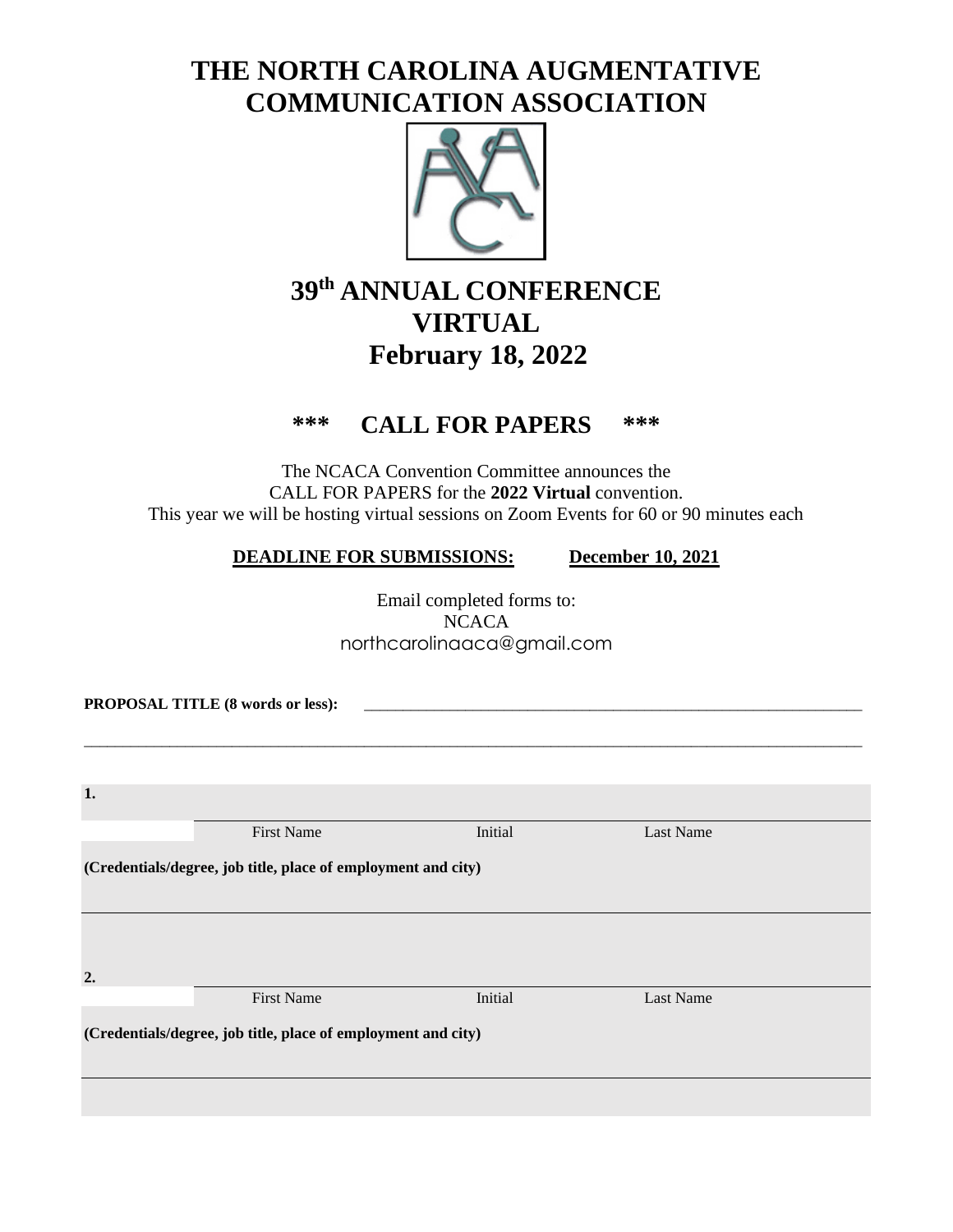# THE NORTH CAROLINA AUGMENTATIVE COMMUNICATION ASSOCIATION

## 39th ANNUAL CONFERENCE
## VIRTUAL
## February 18, 2022

### *** CALL FOR PAPERS ***

The NCACA Convention Committee announces the CALL FOR PAPERS for the **2022 Virtual** convention. This year we will be hosting virtual sessions on Zoom Events for 60 or 90 minutes each

**DEADLINE FOR SUBMISSIONS:** **December 10, 2021**

Email completed forms to:
NCACA
northcarolinaaca@gmail.com

**PROPOSAL TITLE (8 words or less):** ______________________________________________

______________________________________________________________________________

**1.**

| First Name | Initial | Last Name |
|---|---|---|

**(Credentials/degree, job title, place of employment and city)**

**2.**

| First Name | Initial | Last Name |
|---|---|---|

**(Credentials/degree, job title, place of employment and city)**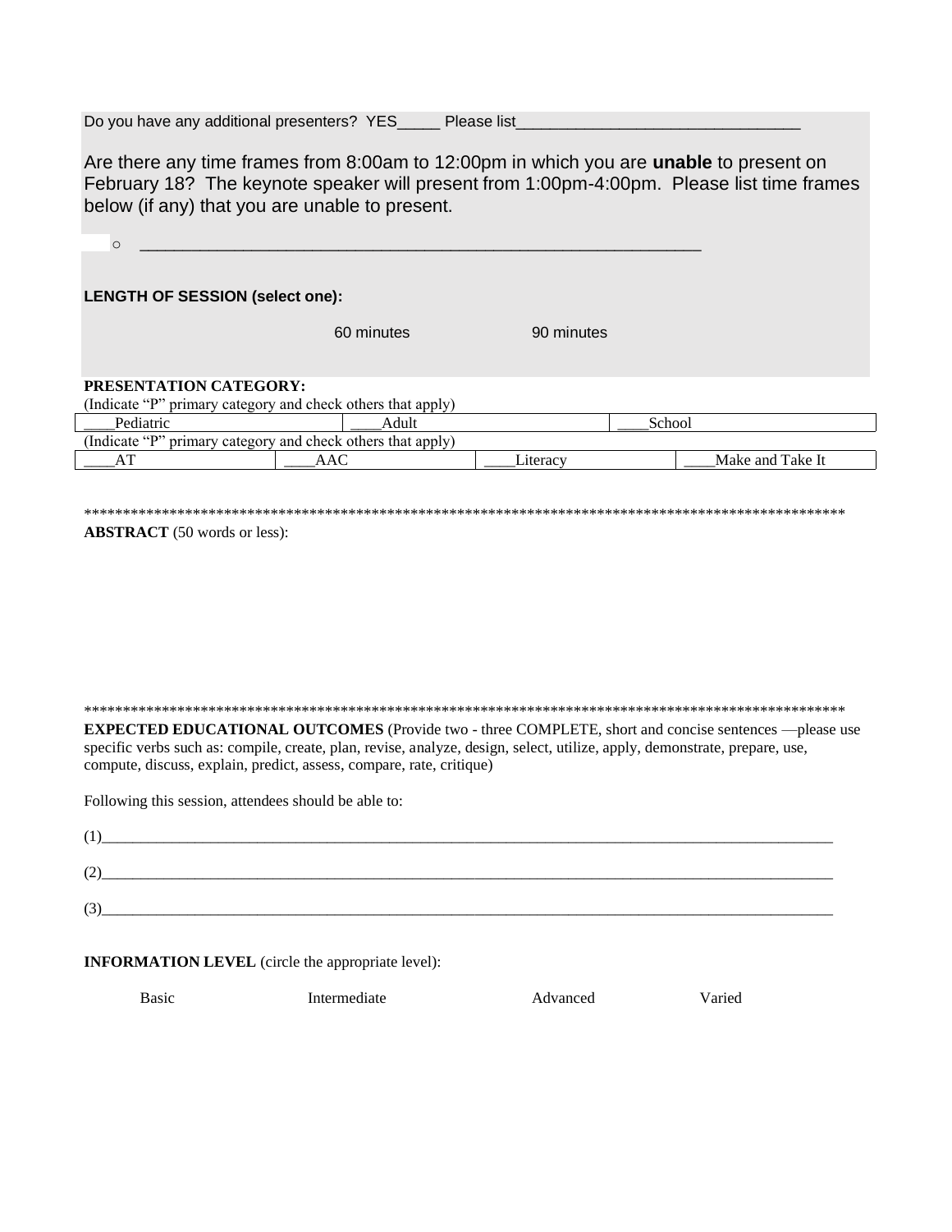Do you have any additional presenters? YES_____ Please list_________________________________

Are there any time frames from 8:00am to 12:00pm in which you are **unable** to present on February 18? The keynote speaker will present from 1:00pm-4:00pm. Please list time frames below (if any) that you are unable to present.

- _______________________________________________________________

**LENGTH OF SESSION (select one):**

60 minutes 90 minutes

**PRESENTATION CATEGORY:**

(Indicate "P" primary category and check others that apply)

| | | |
|---|---|---|
| ____Pediatric | ____Adult | ____School |

(Indicate "P" primary category and check others that apply)

| | | | |
|---|---|---|---|
| ____AT | ____AAC | ____Literacy | ____Make and Take It |

****************************************************************************************************

**ABSTRACT** (50 words or less):

****************************************************************************************************

**EXPECTED EDUCATIONAL OUTCOMES** (Provide two - three COMPLETE, short and concise sentences —please use specific verbs such as: compile, create, plan, revise, analyze, design, select, utilize, apply, demonstrate, prepare, use, compute, discuss, explain, predict, assess, compare, rate, critique)

Following this session, attendees should be able to:

(1)____________________________________________________________________________________________

(2)____________________________________________________________________________________________

(3)____________________________________________________________________________________________

**INFORMATION LEVEL** (circle the appropriate level):

Basic Intermediate Advanced Varied